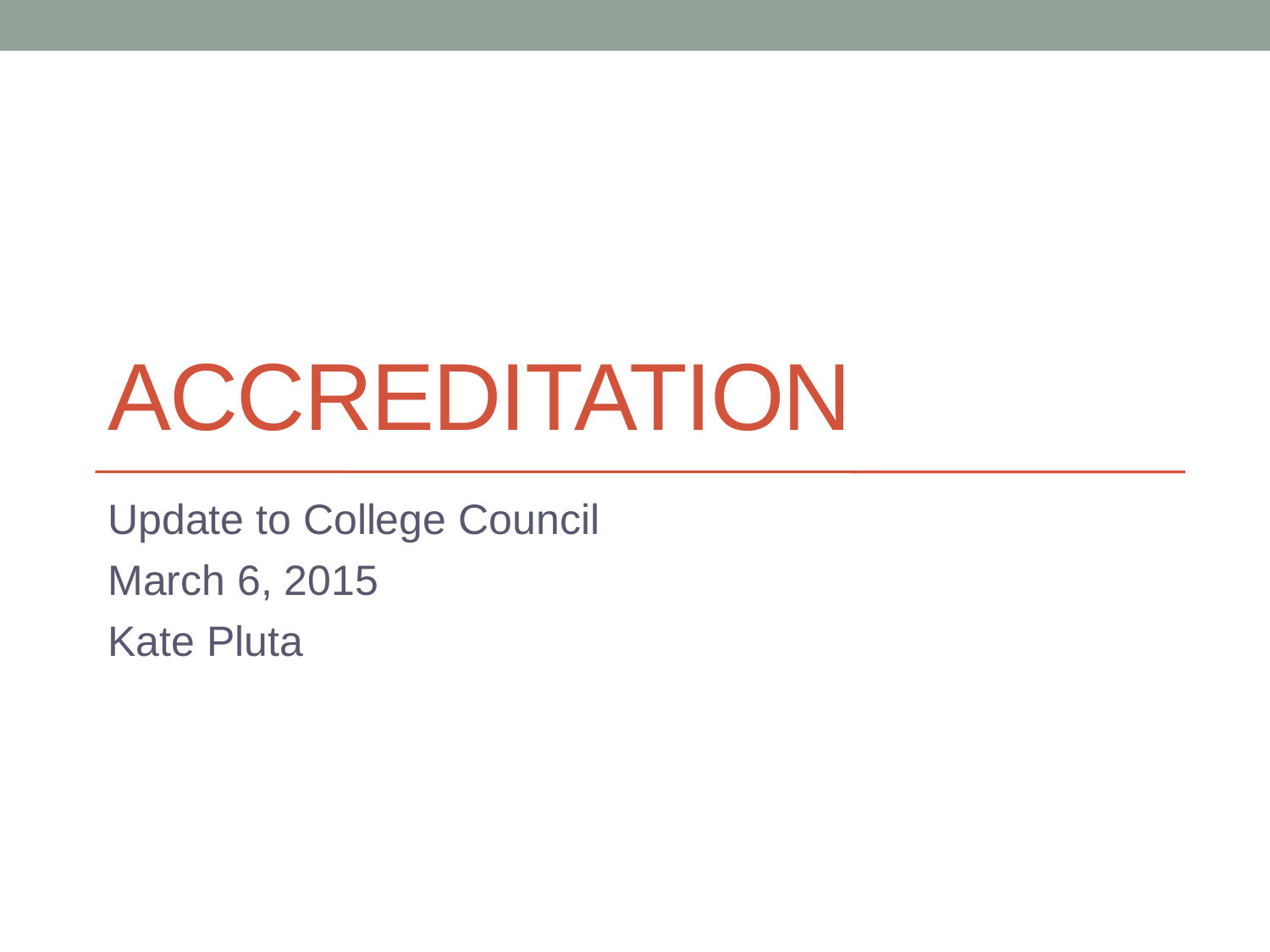# ACCREDITATION

Update to College Council

March 6, 2015

Kate Pluta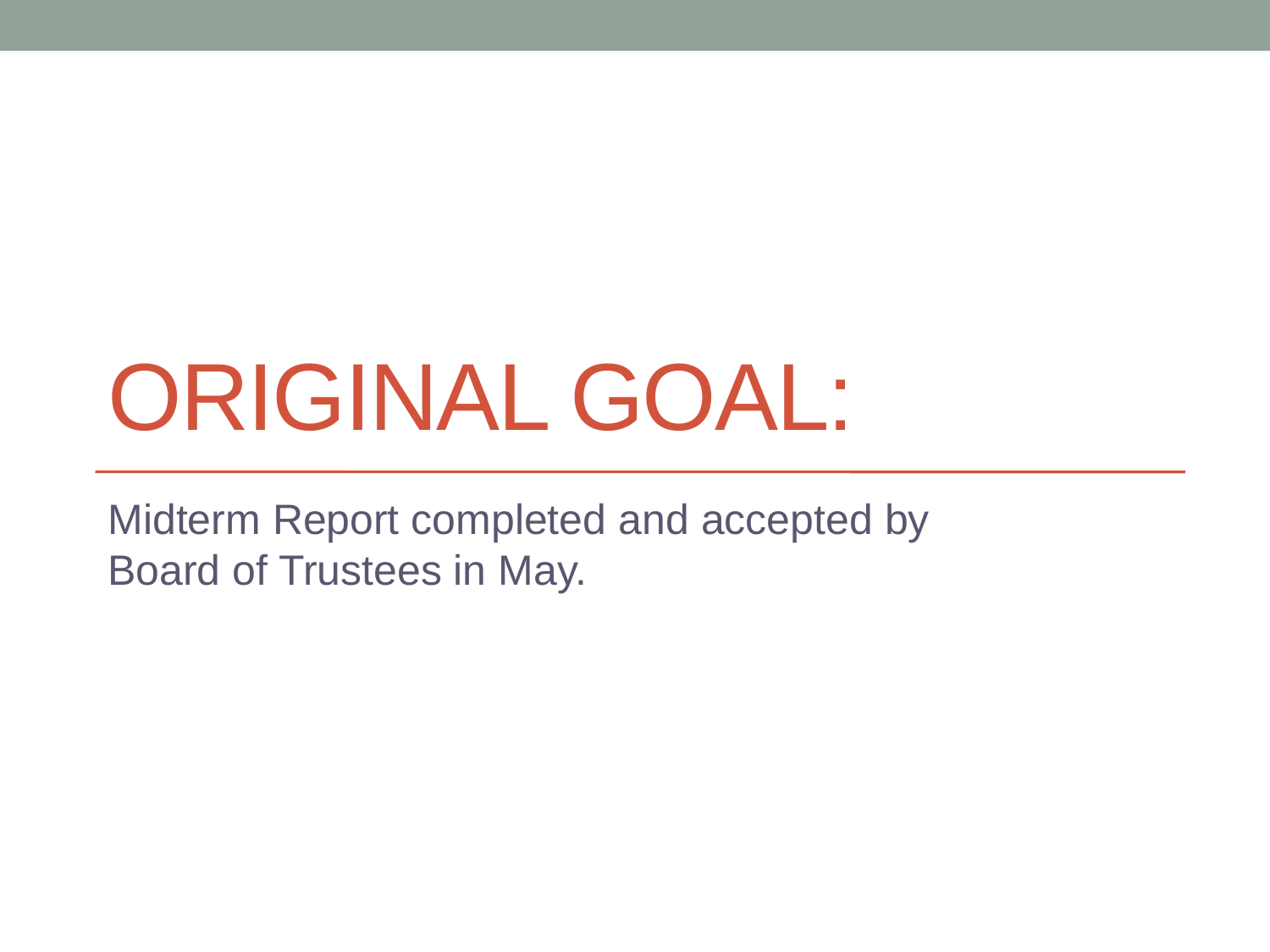# ORIGINAL GOAL:

Midterm Report completed and accepted by Board of Trustees in May.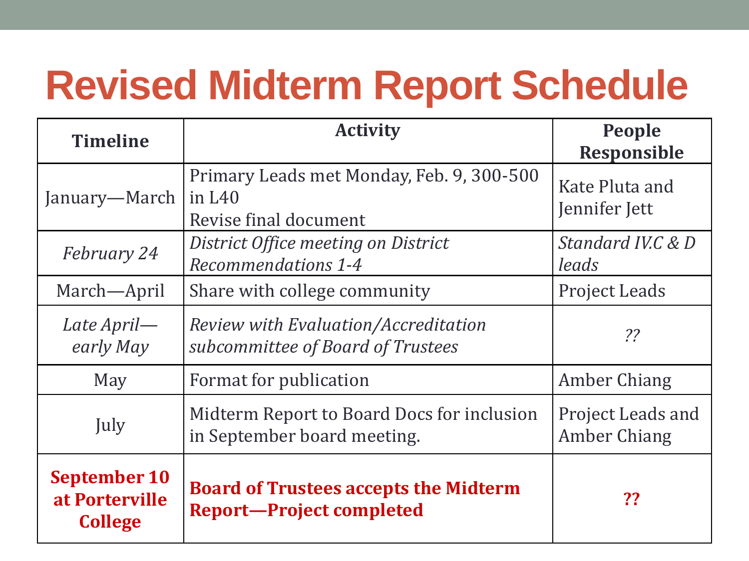# Revised Midterm Report Schedule

| Timeline | Activity | People Responsible |
|---|---|---|
| January—March | Primary Leads met Monday, Feb. 9, 300-500 in L40<br>Revise final document | Kate Pluta and Jennifer Jett |
| *February 24* | *District Office meeting on District Recommendations 1-4* | *Standard IV.C & D leads* |
| March—April | Share with college community | Project Leads |
| *Late April—early May* | *Review with Evaluation/Accreditation subcommittee of Board of Trustees* | *??* |
| May | Format for publication | Amber Chiang |
| July | Midterm Report to Board Docs for inclusion in September board meeting. | Project Leads and Amber Chiang |
| **September 10 at Porterville College** | **Board of Trustees accepts the Midterm Report—Project completed** | **??** |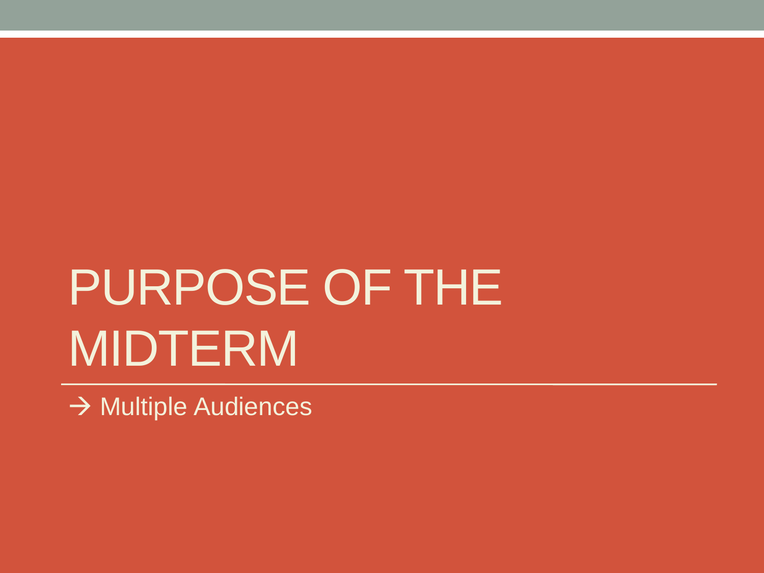# PURPOSE OF THE MIDTERM

→ Multiple Audiences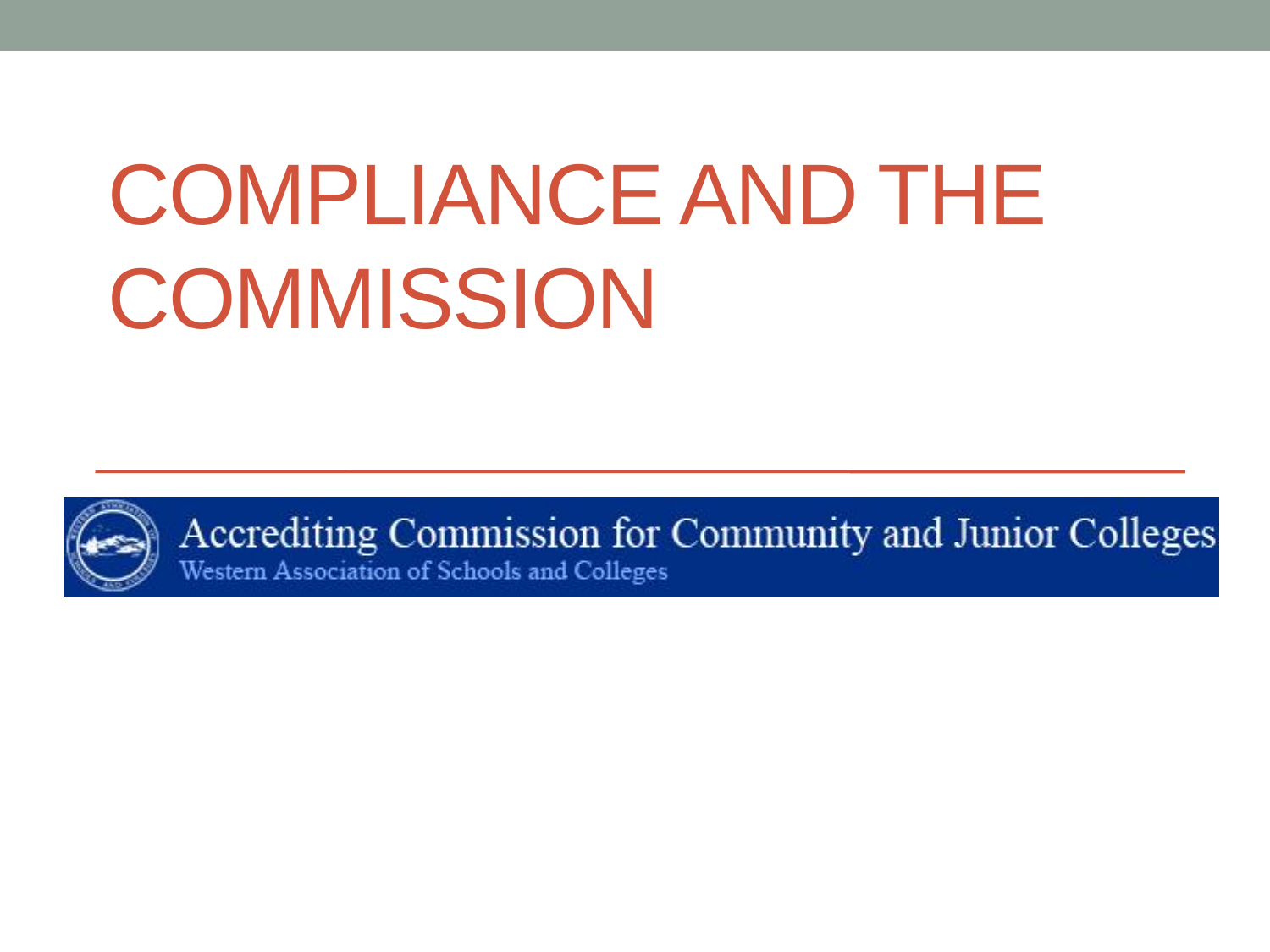# COMPLIANCE AND THE COMMISSION

Accrediting Commission for Community and Junior Colleges

Western Association of Schools and Colleges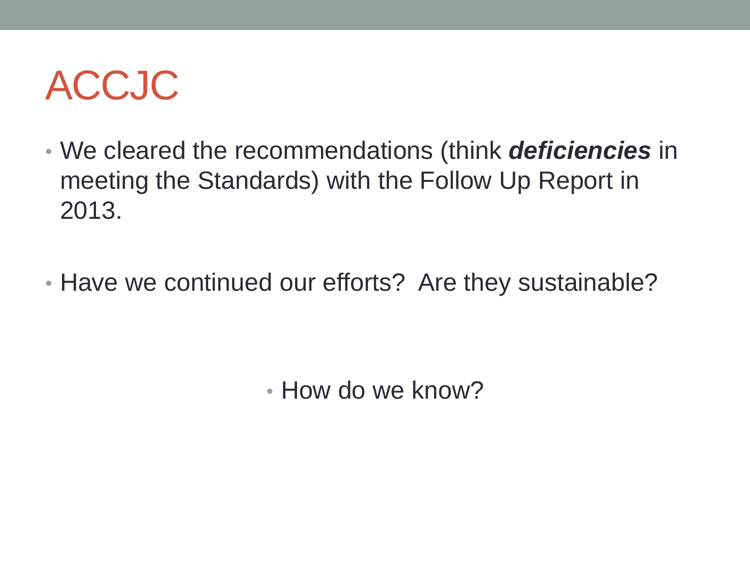# ACCJC

- We cleared the recommendations (think ***deficiencies*** in meeting the Standards) with the Follow Up Report in 2013.

- Have we continued our efforts? Are they sustainable?

  - How do we know?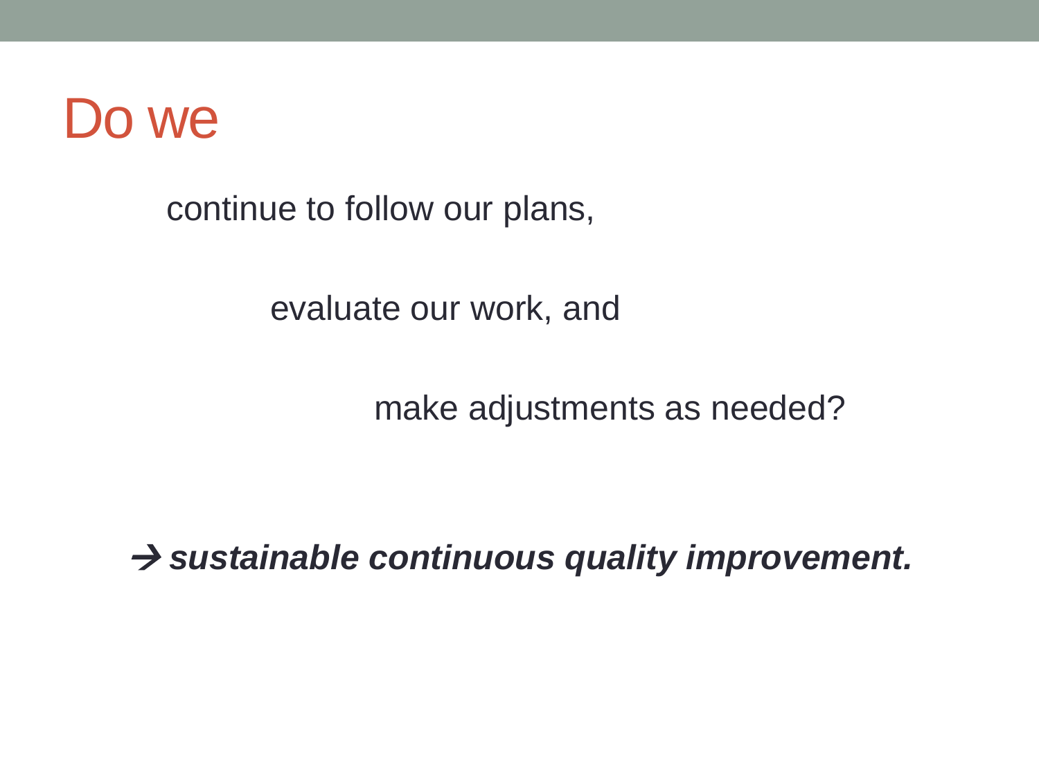# Do we

continue to follow our plans,

evaluate our work, and

make adjustments as needed?

→ ***sustainable continuous quality improvement.***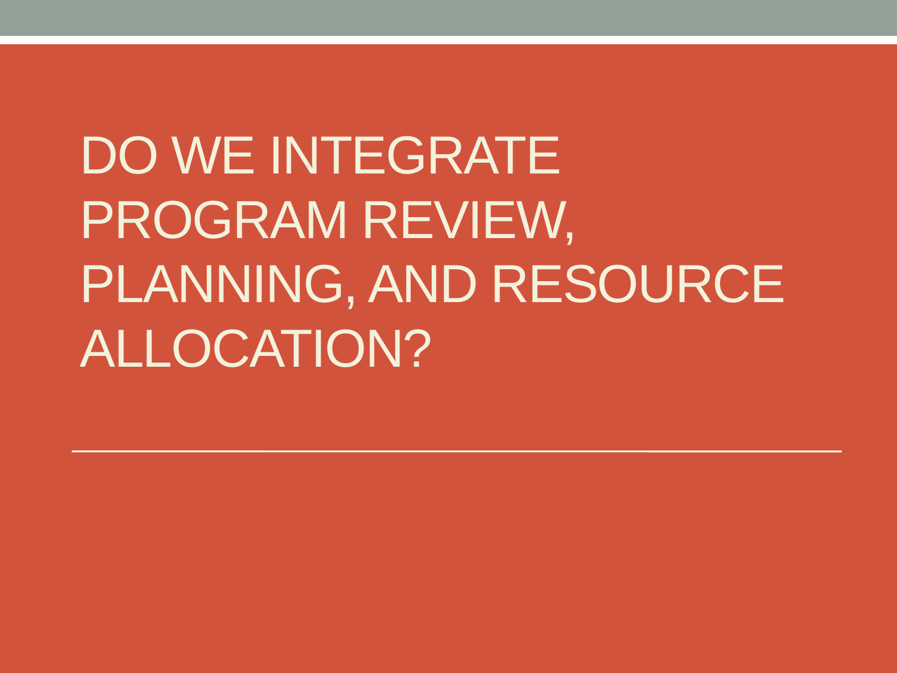# DO WE INTEGRATE PROGRAM REVIEW, PLANNING, AND RESOURCE ALLOCATION?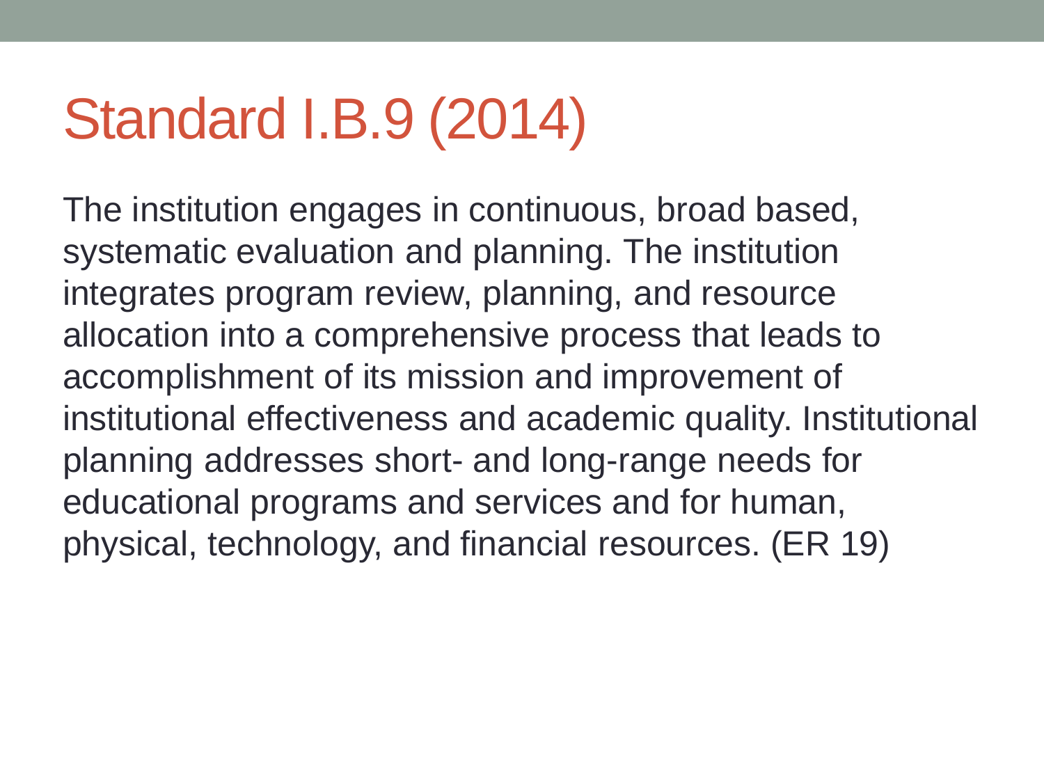# Standard I.B.9 (2014)

The institution engages in continuous, broad based, systematic evaluation and planning. The institution integrates program review, planning, and resource allocation into a comprehensive process that leads to accomplishment of its mission and improvement of institutional effectiveness and academic quality. Institutional planning addresses short- and long-range needs for educational programs and services and for human, physical, technology, and financial resources. (ER 19)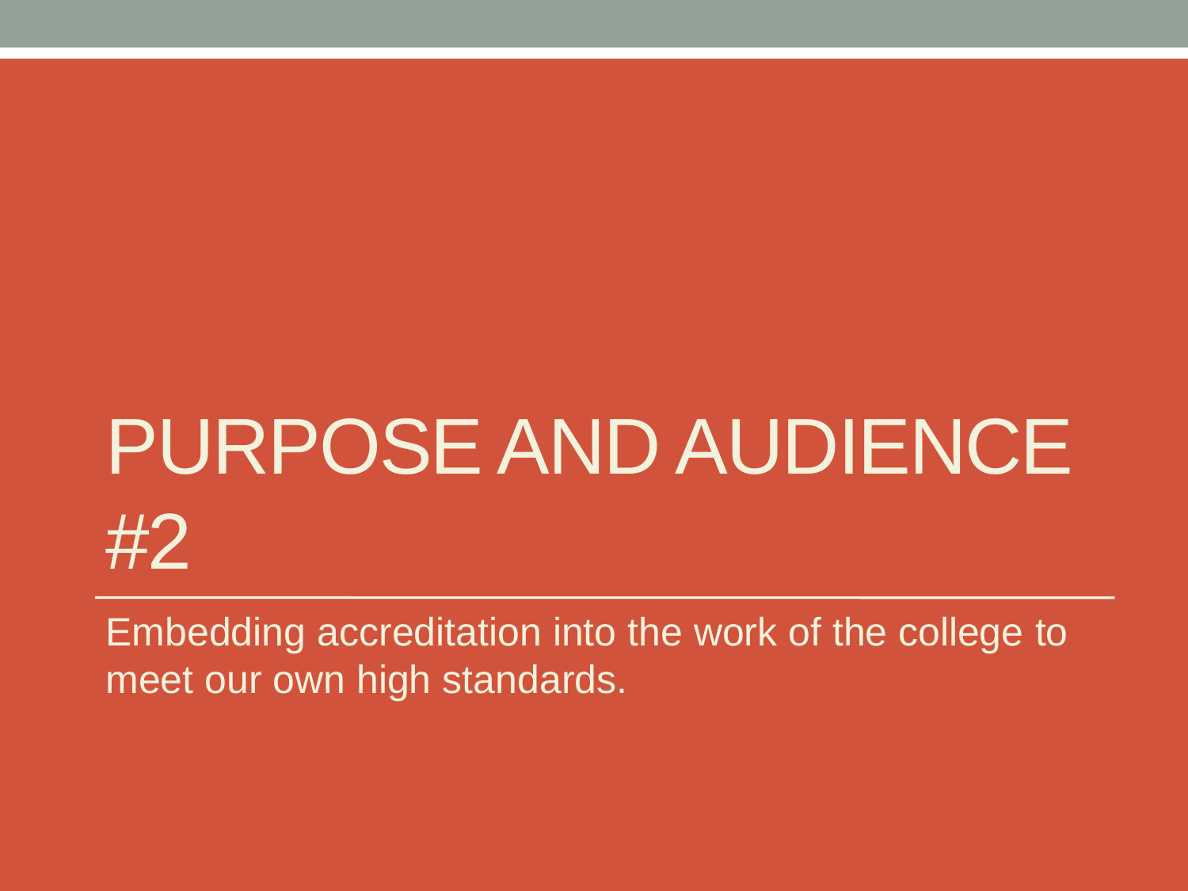# PURPOSE AND AUDIENCE #2

Embedding accreditation into the work of the college to meet our own high standards.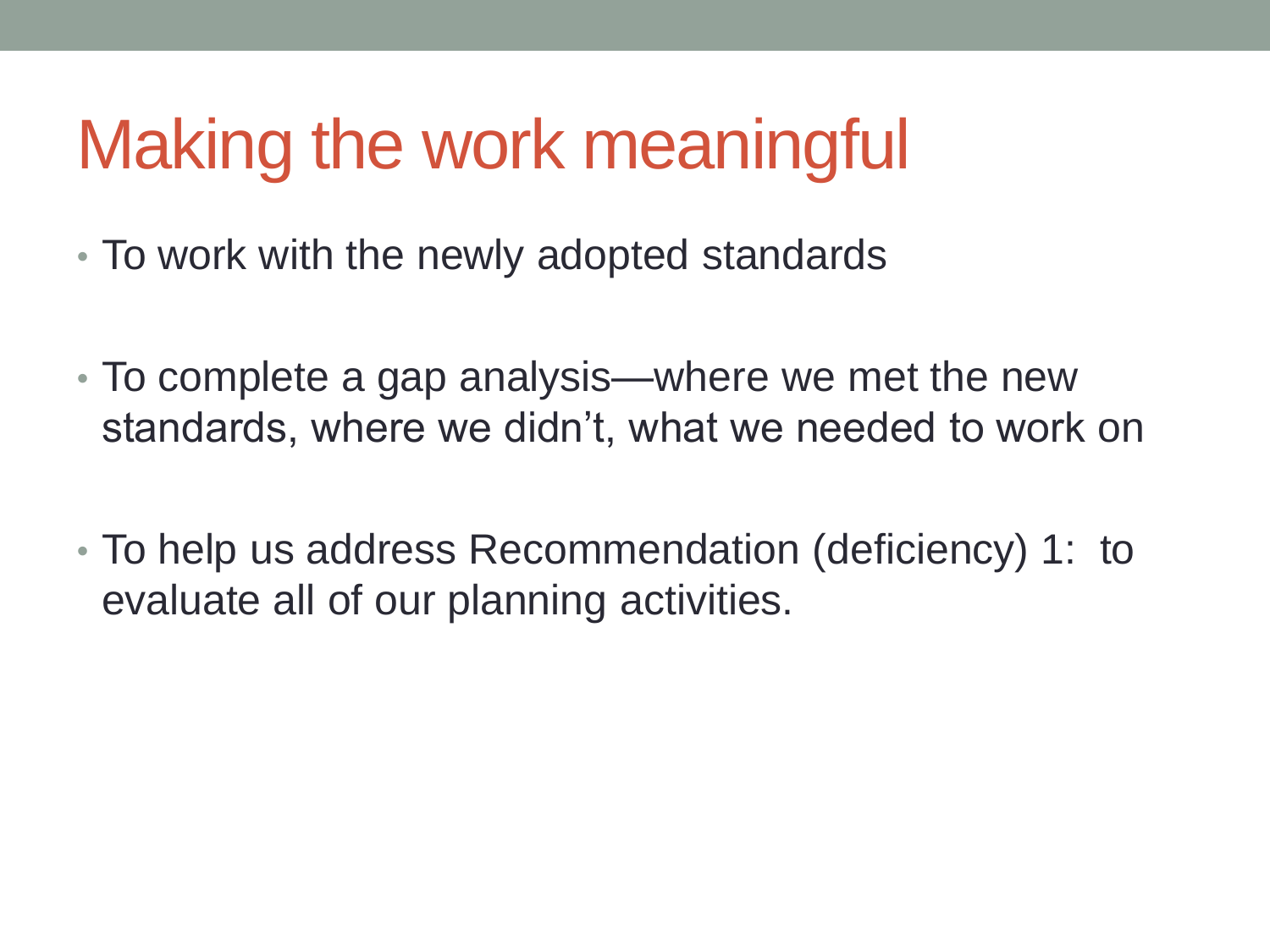# Making the work meaningful

- To work with the newly adopted standards
- To complete a gap analysis—where we met the new standards, where we didn't, what we needed to work on
- To help us address Recommendation (deficiency) 1: to evaluate all of our planning activities.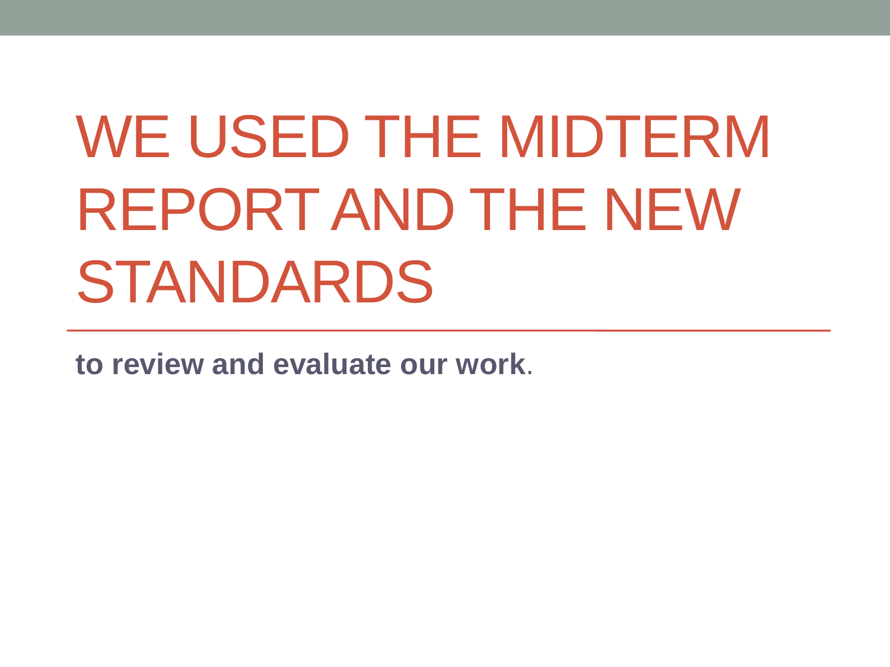# WE USED THE MIDTERM REPORT AND THE NEW STANDARDS

**to review and evaluate our work**.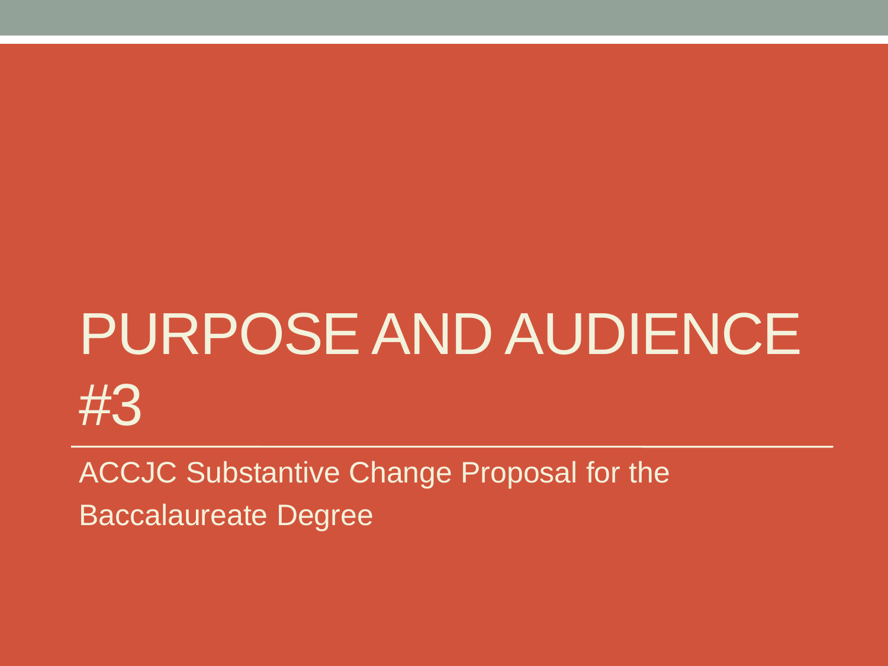# PURPOSE AND AUDIENCE #3

ACCJC Substantive Change Proposal for the Baccalaureate Degree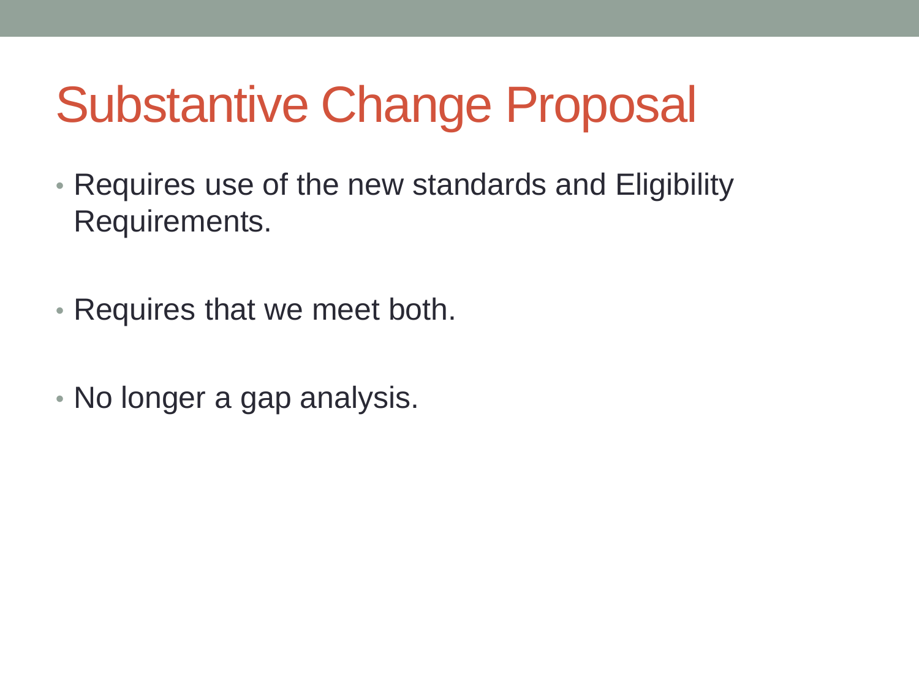# Substantive Change Proposal

- Requires use of the new standards and Eligibility Requirements.
- Requires that we meet both.
- No longer a gap analysis.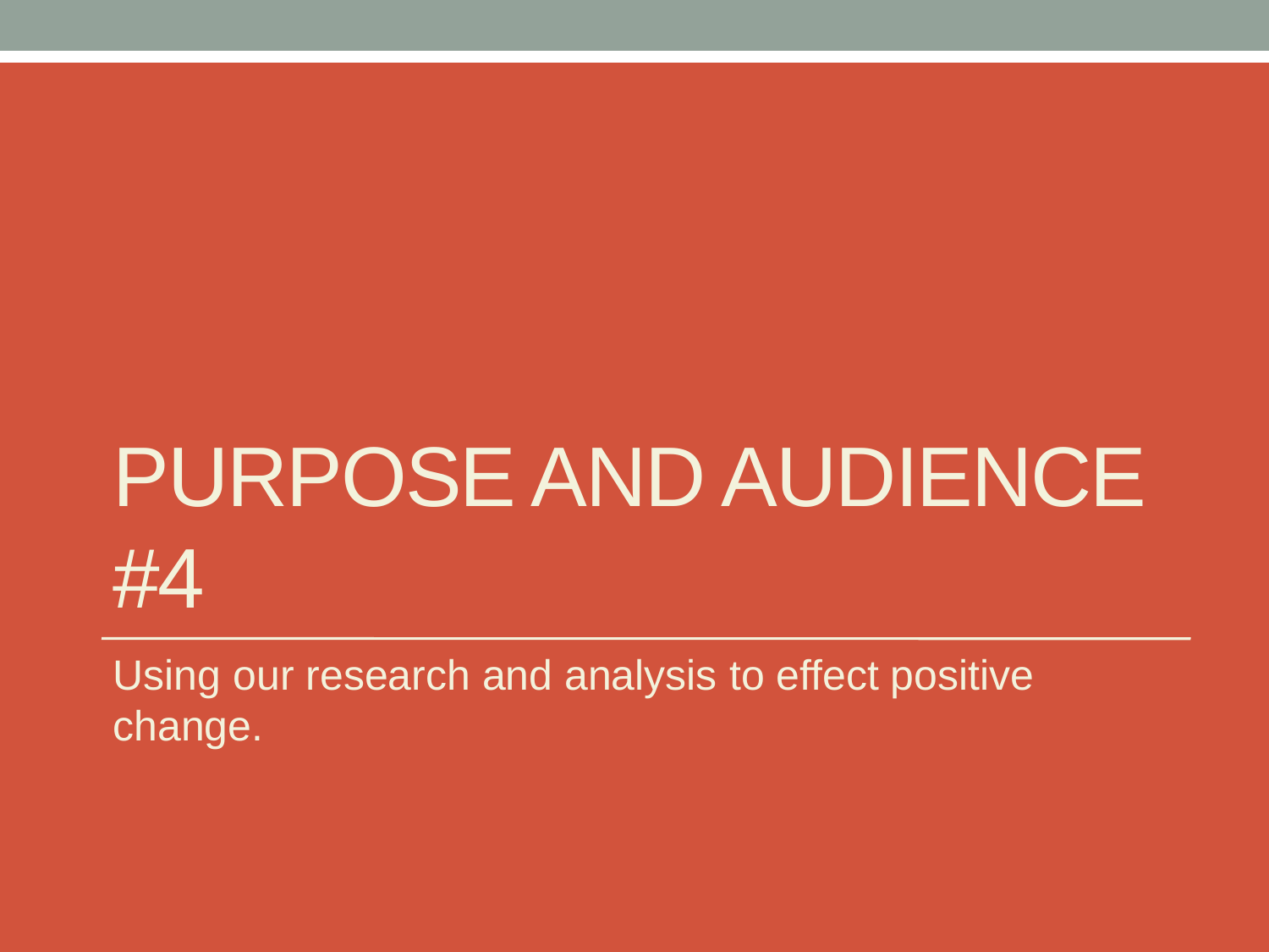# PURPOSE AND AUDIENCE #4

Using our research and analysis to effect positive change.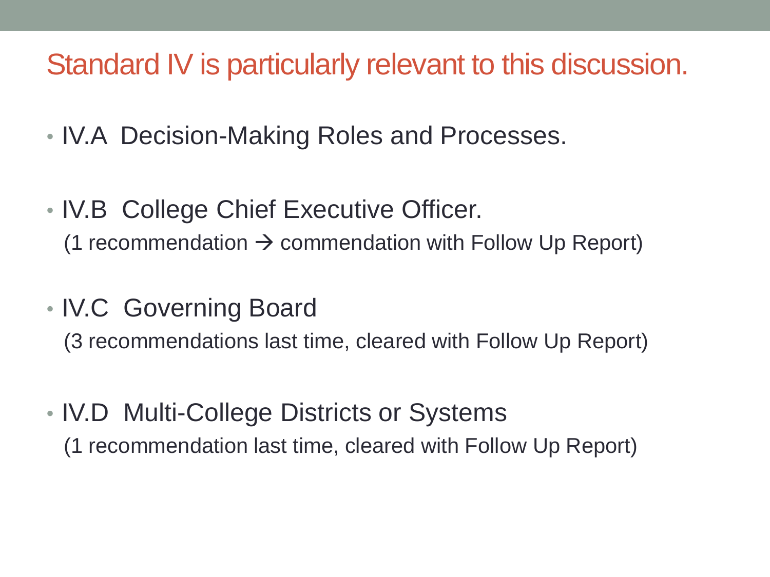# Standard IV is particularly relevant to this discussion.

- IV.A Decision-Making Roles and Processes.
- IV.B College Chief Executive Officer.
  (1 recommendation → commendation with Follow Up Report)
- IV.C Governing Board
  (3 recommendations last time, cleared with Follow Up Report)
- IV.D Multi-College Districts or Systems
  (1 recommendation last time, cleared with Follow Up Report)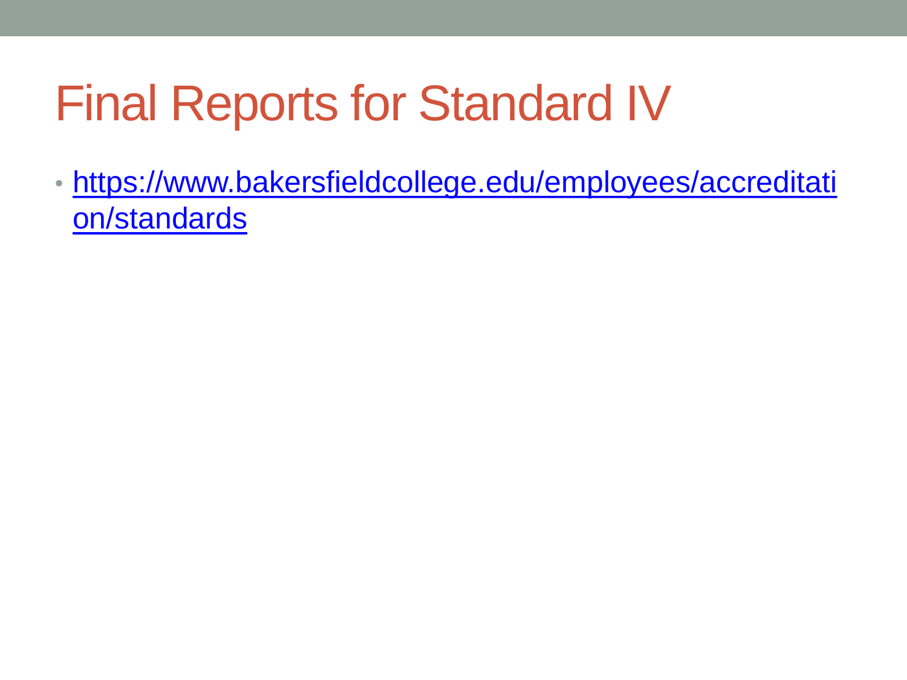# Final Reports for Standard IV

- https://www.bakersfieldcollege.edu/employees/accreditation/standards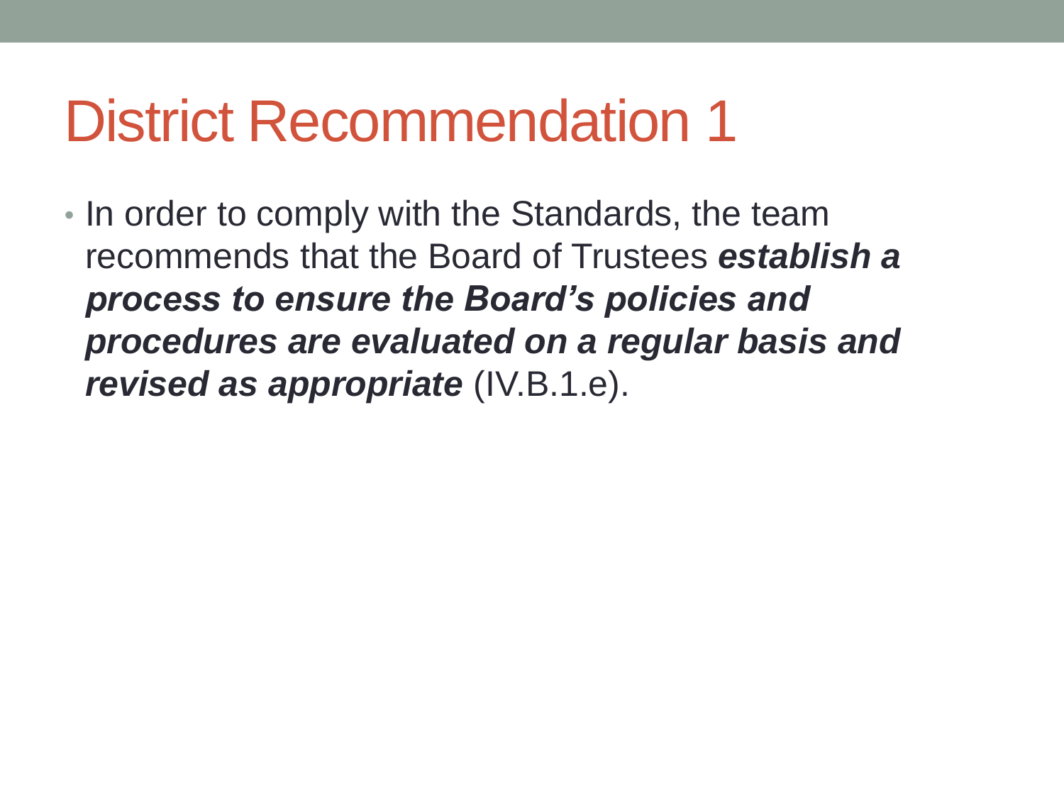# District Recommendation 1

- In order to comply with the Standards, the team recommends that the Board of Trustees ***establish a process to ensure the Board's policies and procedures are evaluated on a regular basis and revised as appropriate*** (IV.B.1.e).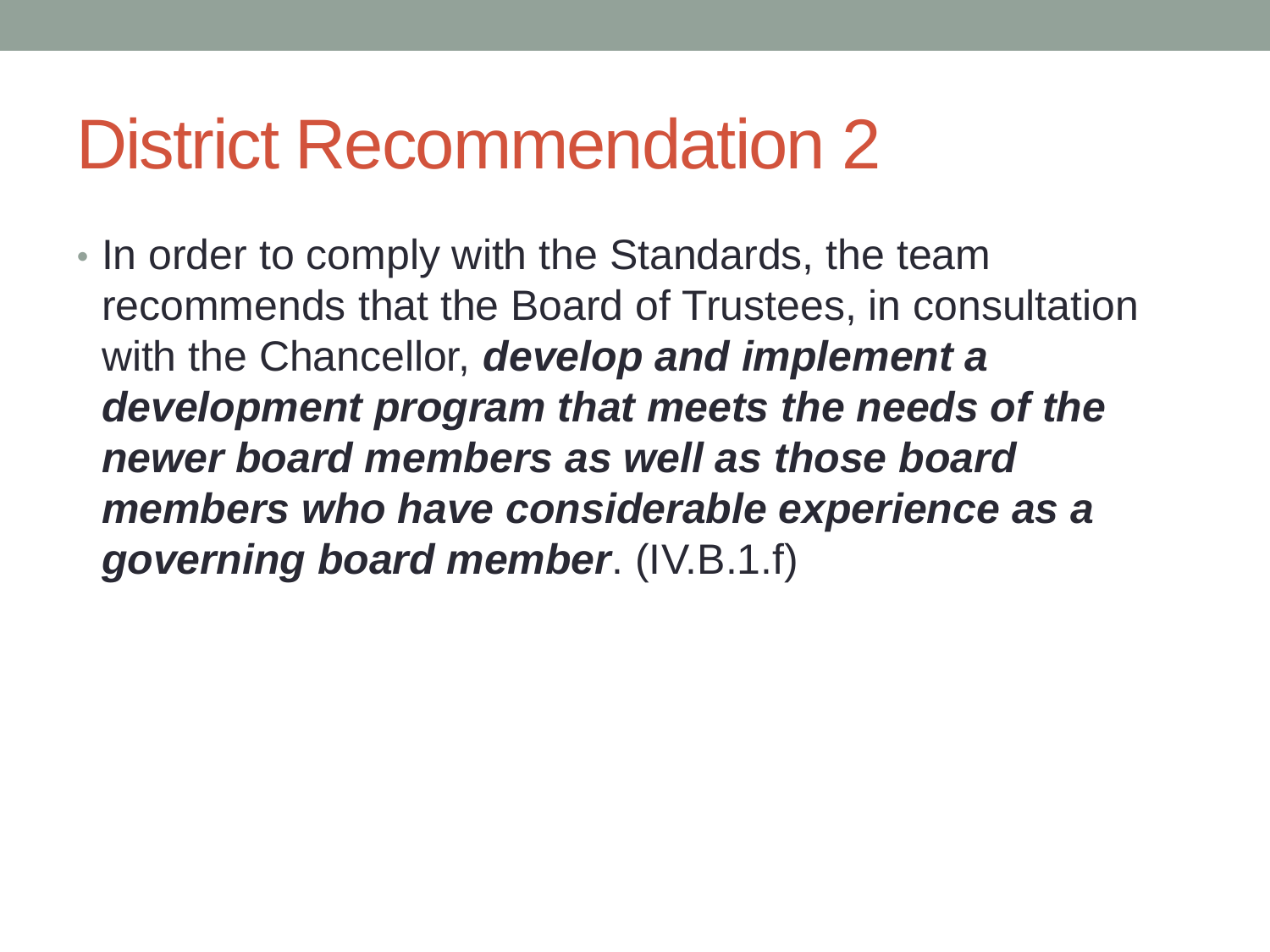# District Recommendation 2

- In order to comply with the Standards, the team recommends that the Board of Trustees, in consultation with the Chancellor, ***develop and implement a development program that meets the needs of the newer board members as well as those board members who have considerable experience as a governing board member***. (IV.B.1.f)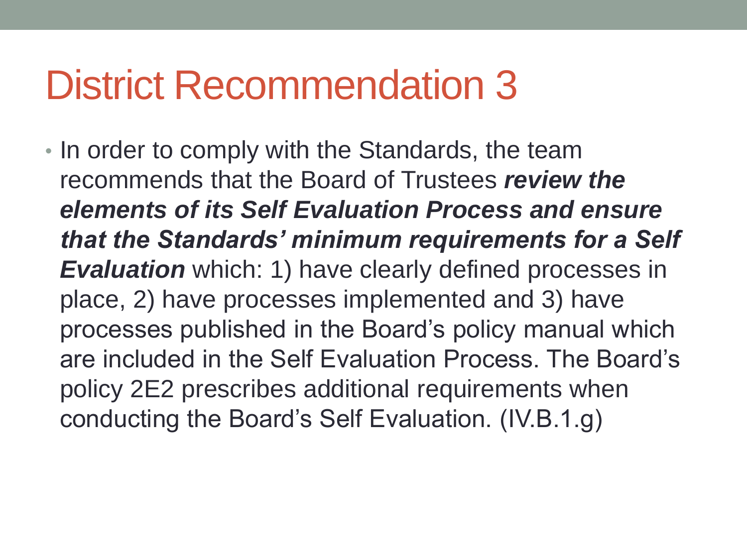# District Recommendation 3

- In order to comply with the Standards, the team recommends that the Board of Trustees ***review the elements of its Self Evaluation Process and ensure that the Standards' minimum requirements for a Self Evaluation*** which: 1) have clearly defined processes in place, 2) have processes implemented and 3) have processes published in the Board's policy manual which are included in the Self Evaluation Process. The Board's policy 2E2 prescribes additional requirements when conducting the Board's Self Evaluation. (IV.B.1.g)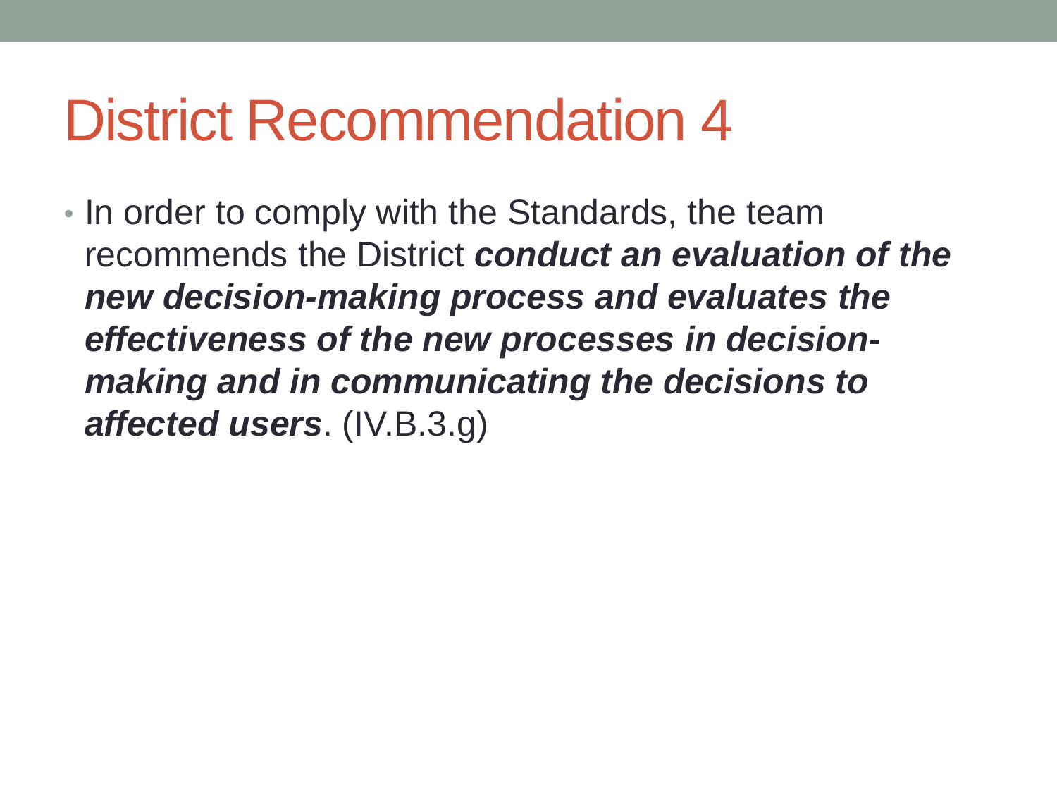# District Recommendation 4

- In order to comply with the Standards, the team recommends the District ***conduct an evaluation of the new decision-making process and evaluates the effectiveness of the new processes in decision-making and in communicating the decisions to affected users***. (IV.B.3.g)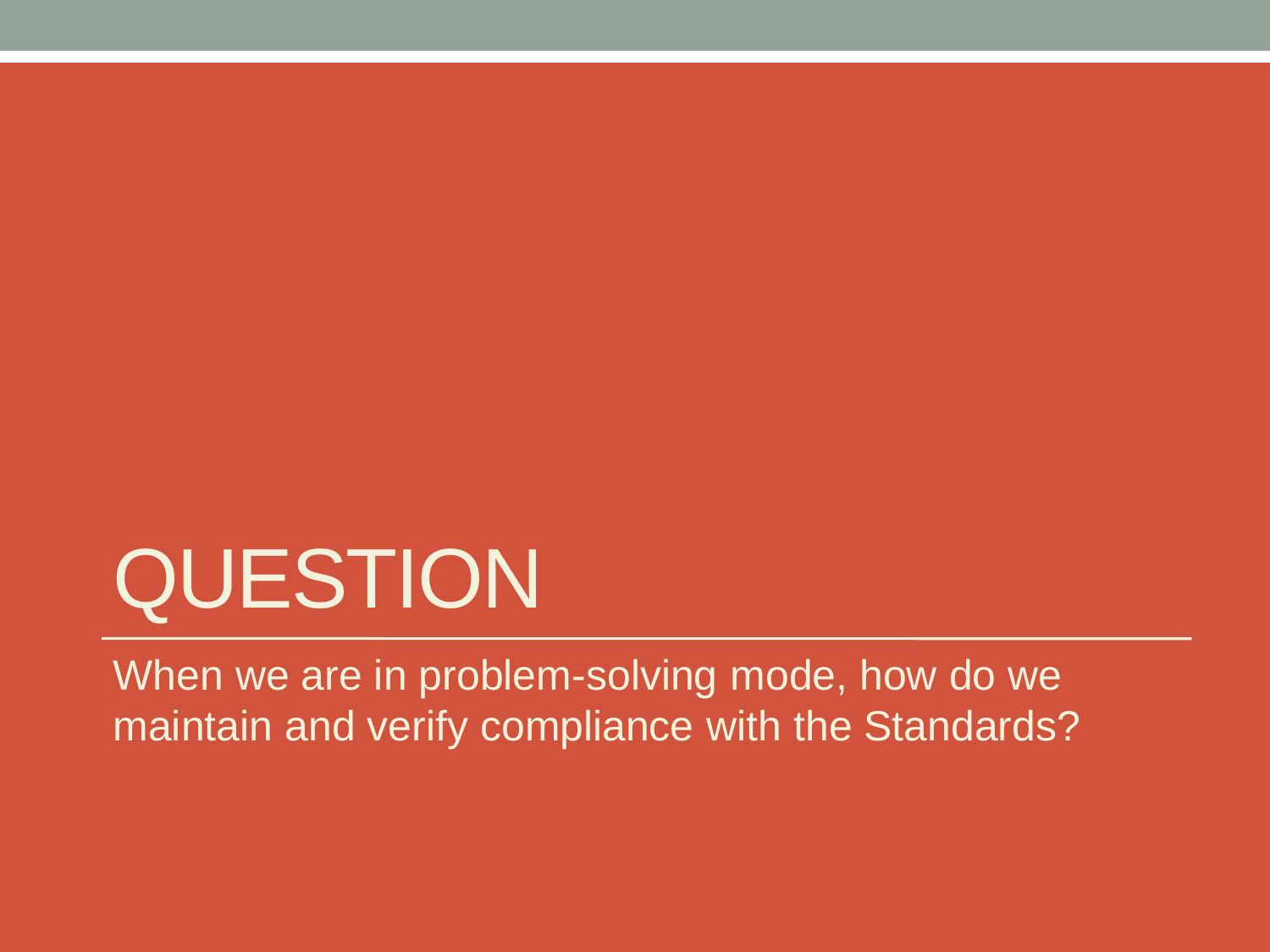# QUESTION

When we are in problem-solving mode, how do we maintain and verify compliance with the Standards?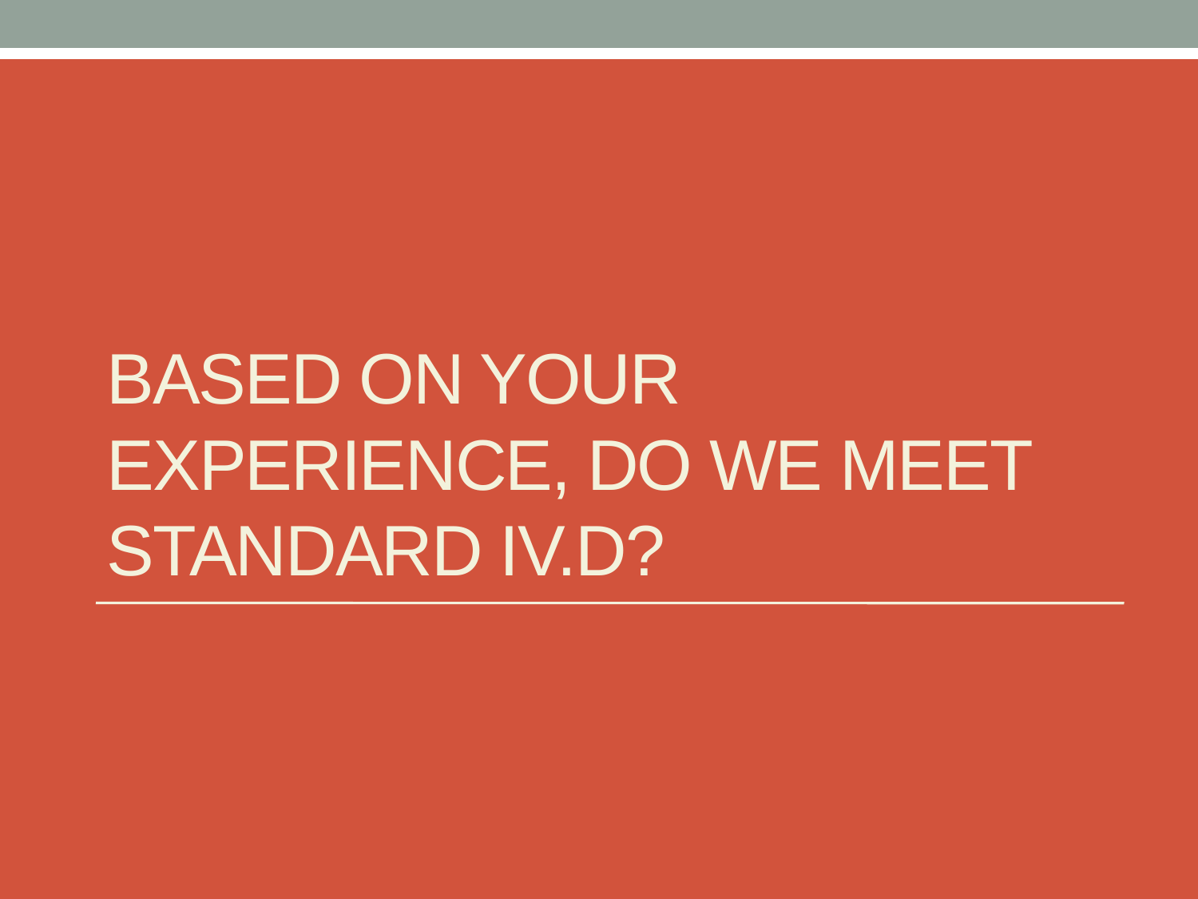# BASED ON YOUR EXPERIENCE, DO WE MEET STANDARD IV.D?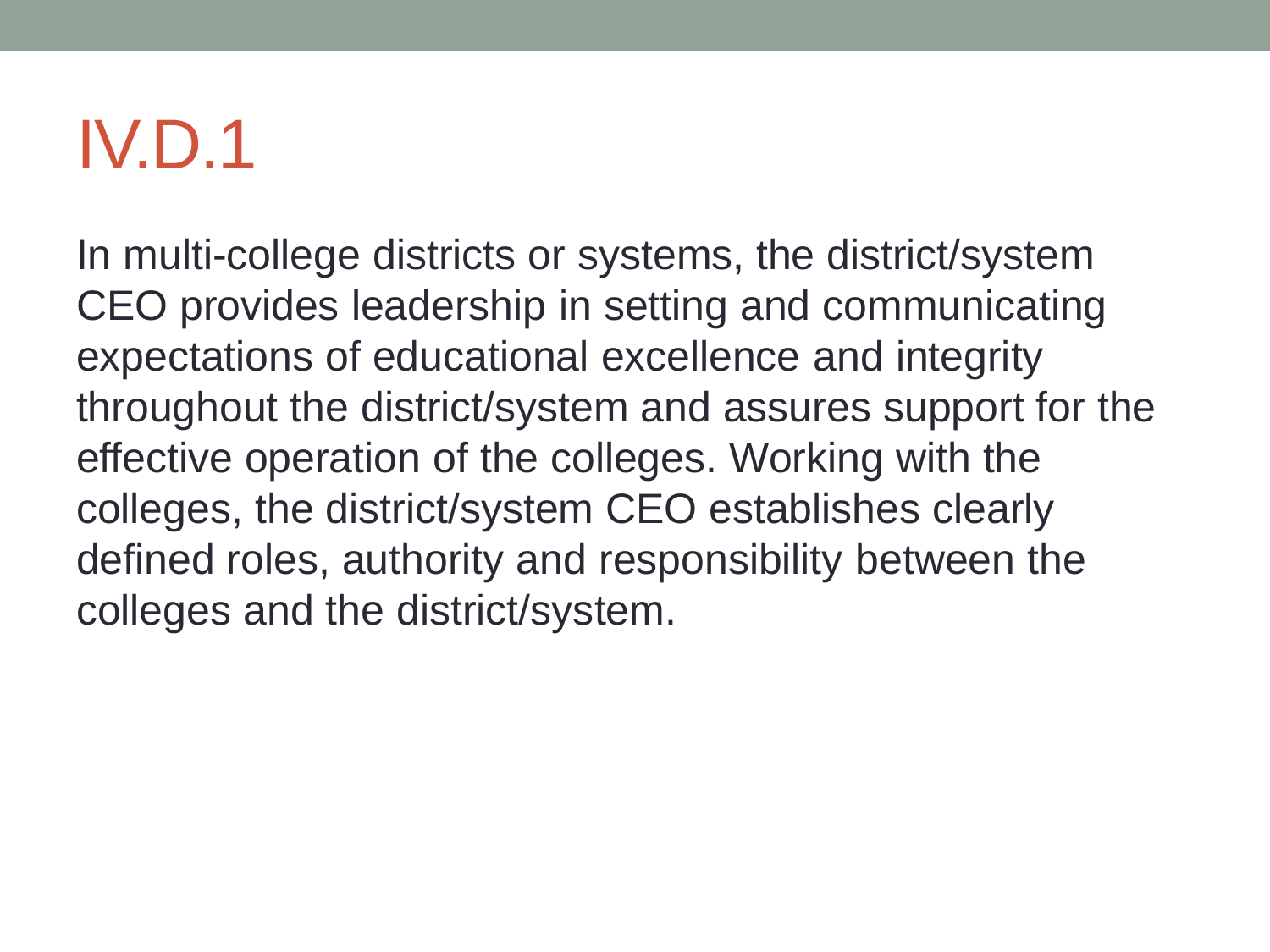# IV.D.1

In multi-college districts or systems, the district/system CEO provides leadership in setting and communicating expectations of educational excellence and integrity throughout the district/system and assures support for the effective operation of the colleges. Working with the colleges, the district/system CEO establishes clearly defined roles, authority and responsibility between the colleges and the district/system.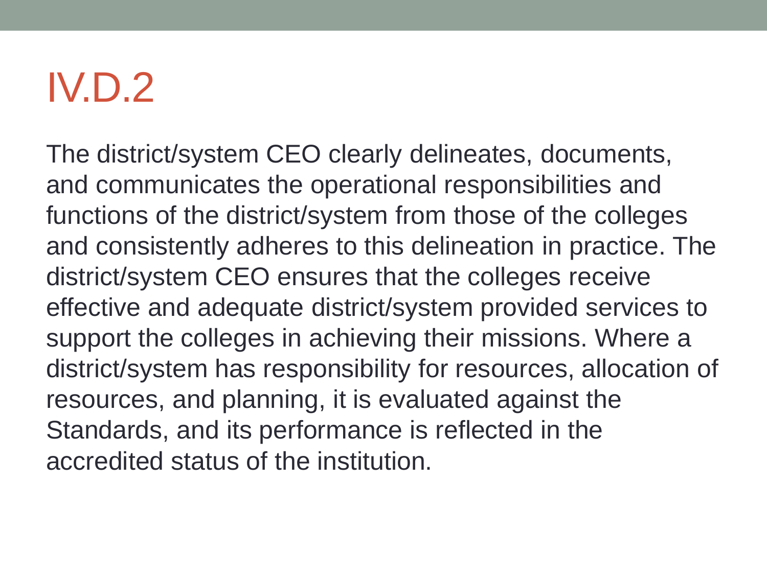# IV.D.2

The district/system CEO clearly delineates, documents, and communicates the operational responsibilities and functions of the district/system from those of the colleges and consistently adheres to this delineation in practice. The district/system CEO ensures that the colleges receive effective and adequate district/system provided services to support the colleges in achieving their missions. Where a district/system has responsibility for resources, allocation of resources, and planning, it is evaluated against the Standards, and its performance is reflected in the accredited status of the institution.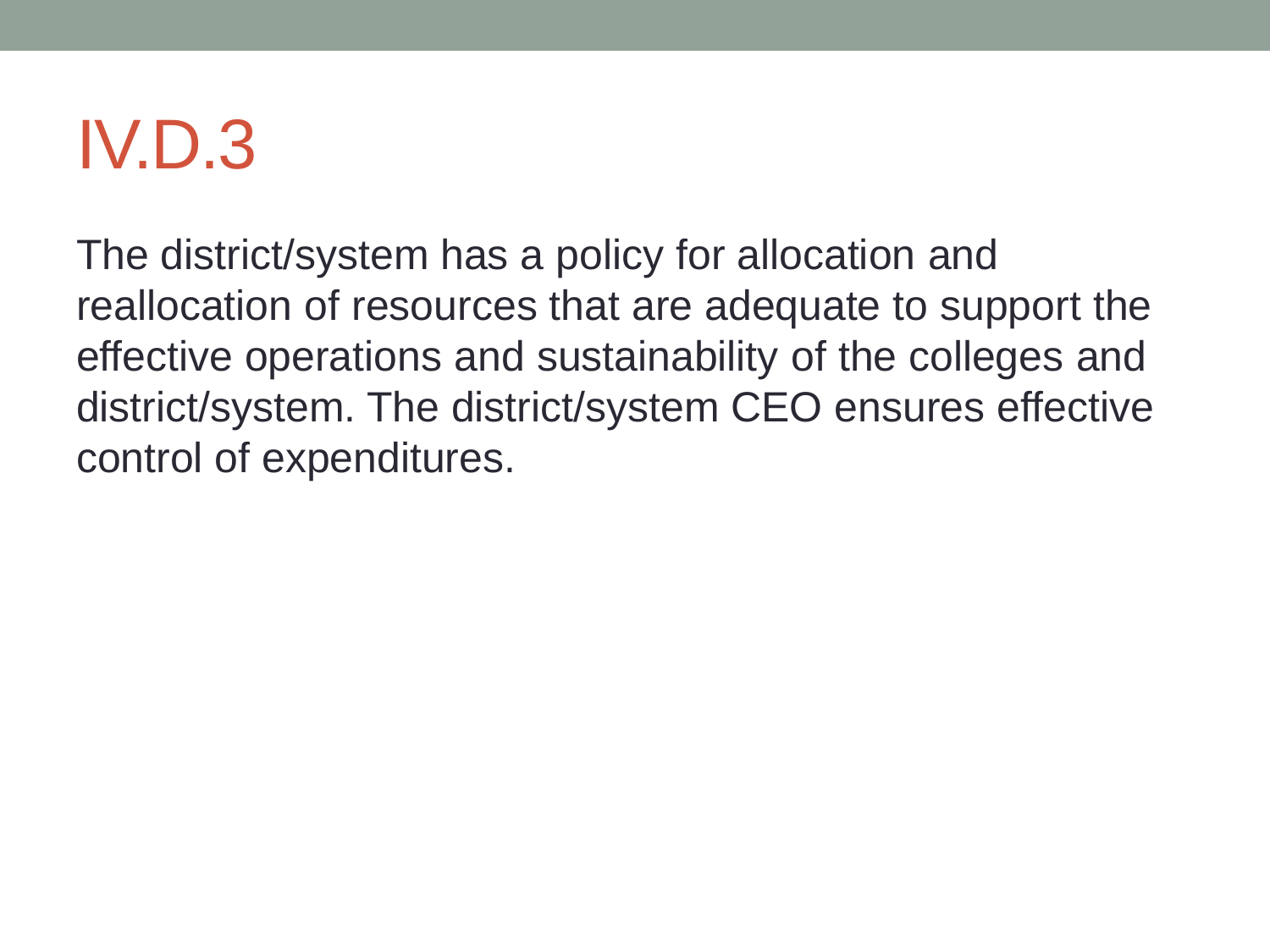# IV.D.3

The district/system has a policy for allocation and reallocation of resources that are adequate to support the effective operations and sustainability of the colleges and district/system. The district/system CEO ensures effective control of expenditures.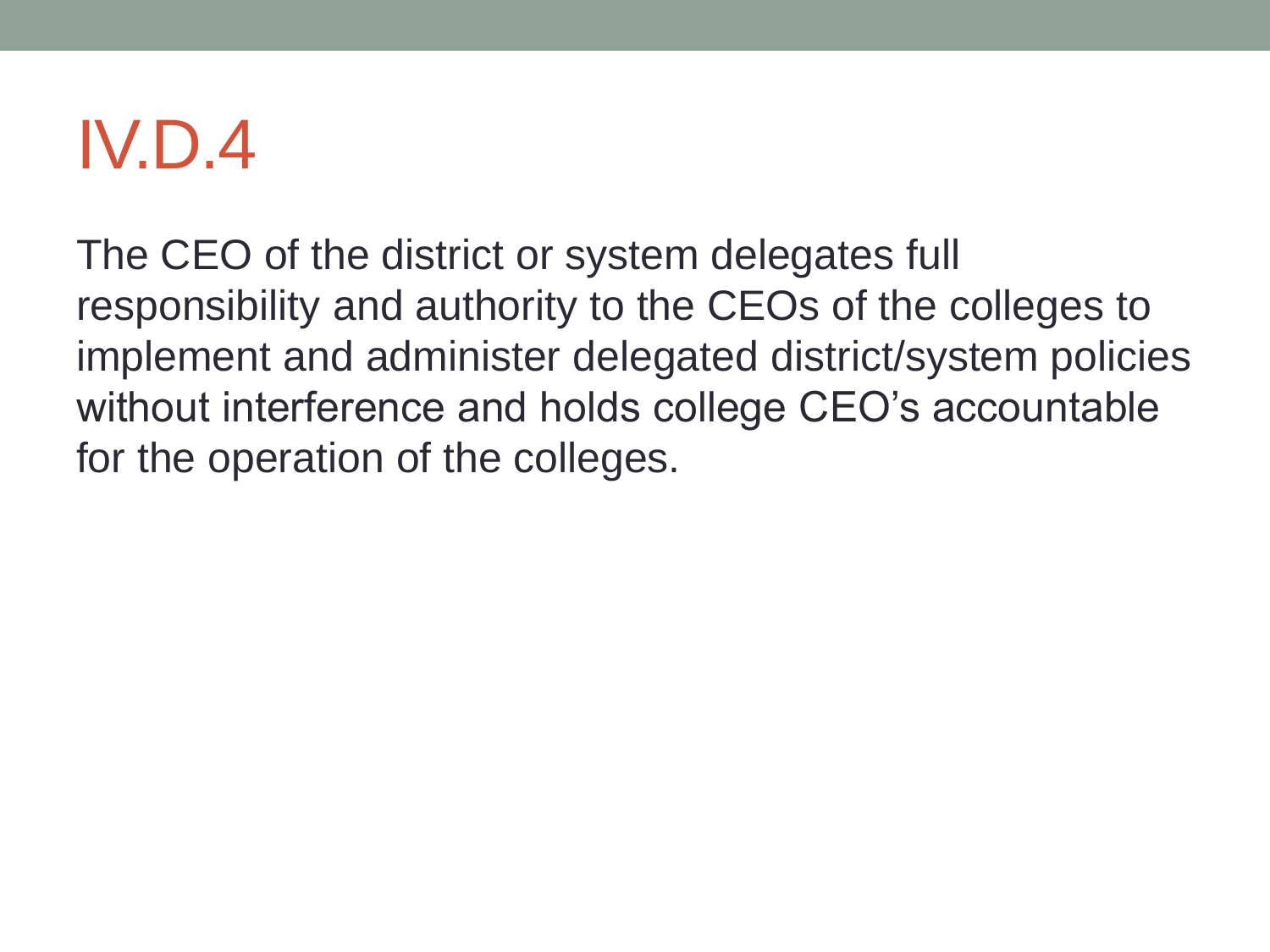# IV.D.4

The CEO of the district or system delegates full responsibility and authority to the CEOs of the colleges to implement and administer delegated district/system policies without interference and holds college CEO's accountable for the operation of the colleges.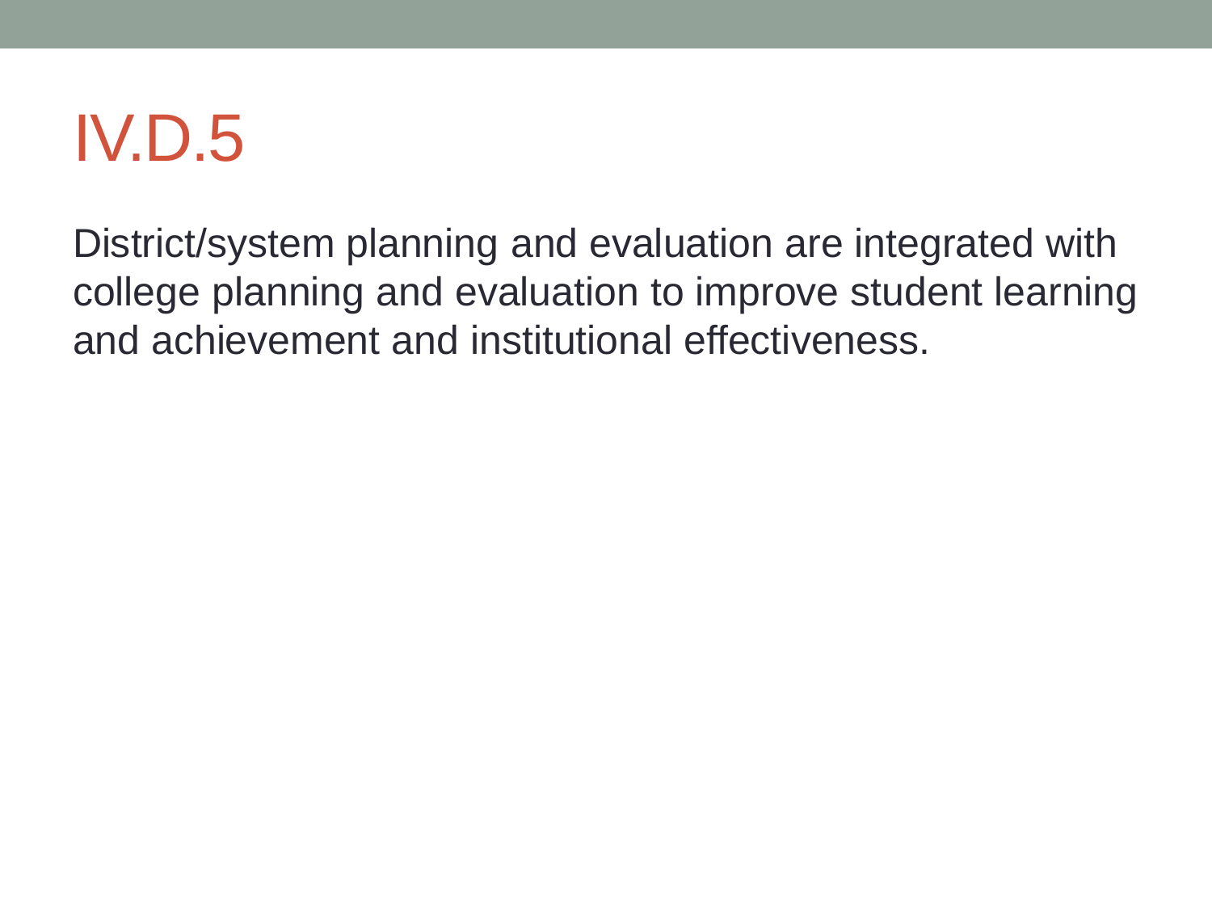# IV.D.5

District/system planning and evaluation are integrated with college planning and evaluation to improve student learning and achievement and institutional effectiveness.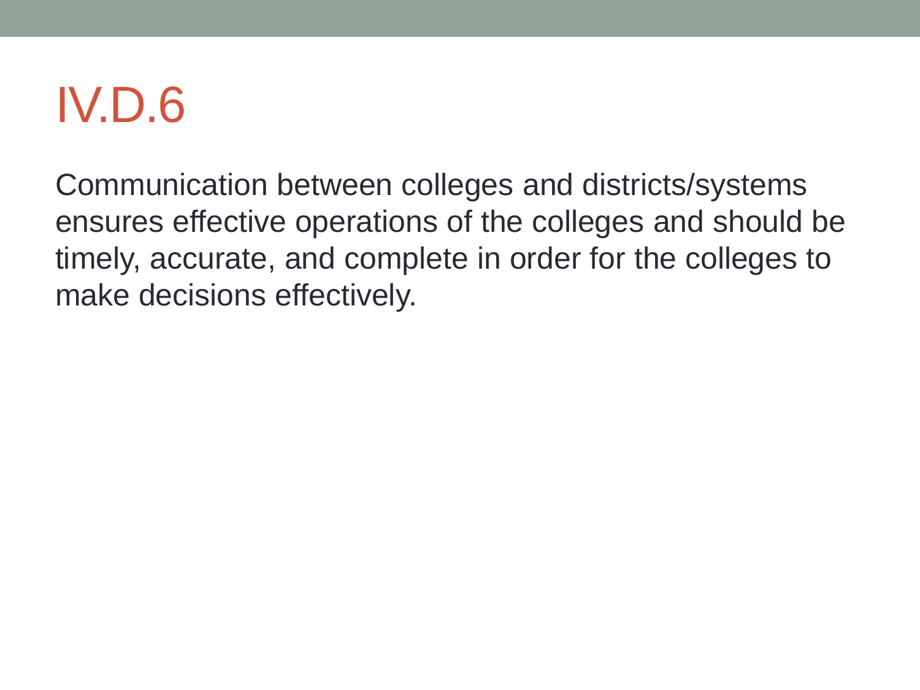# IV.D.6

Communication between colleges and districts/systems ensures effective operations of the colleges and should be timely, accurate, and complete in order for the colleges to make decisions effectively.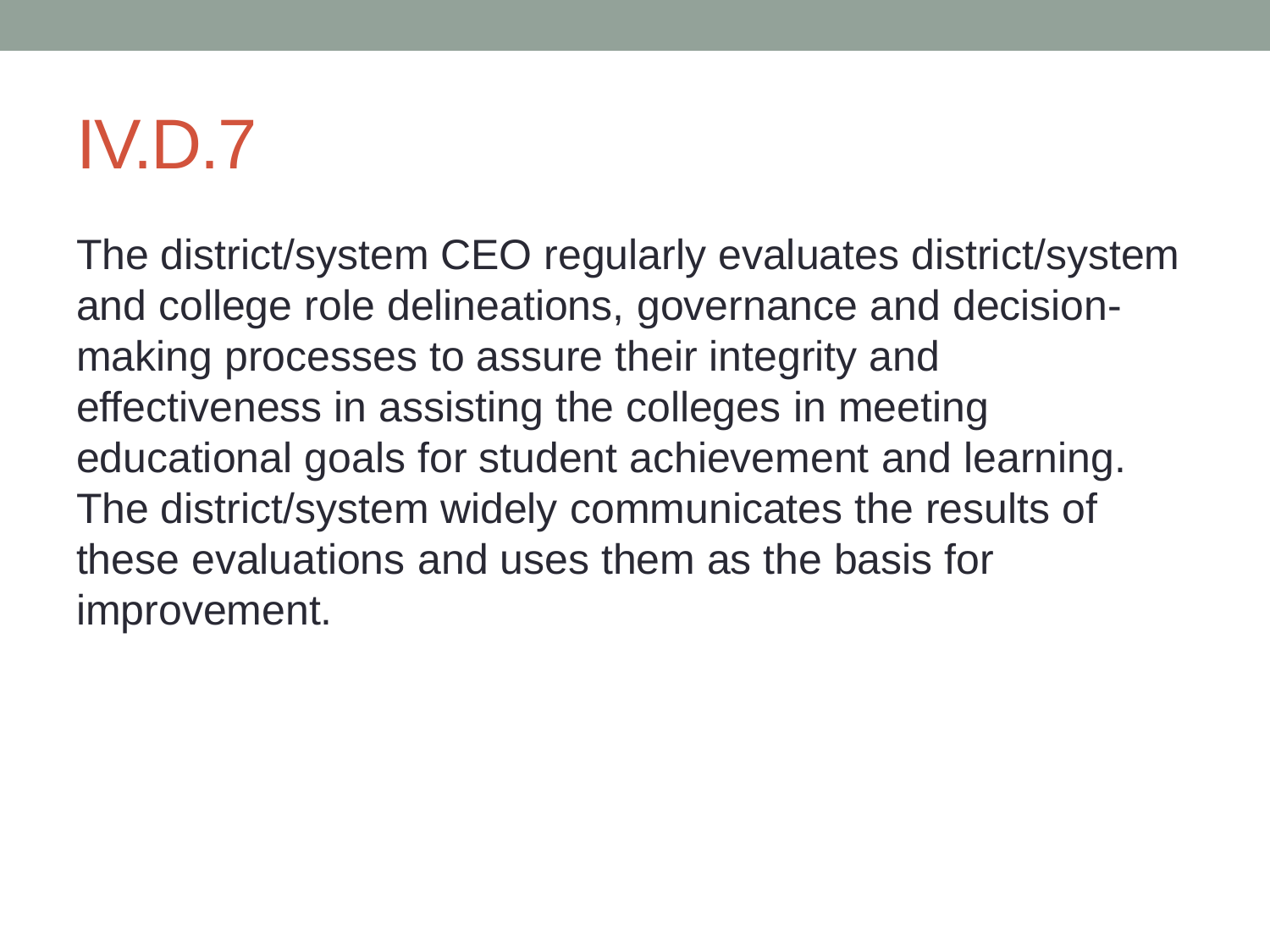# IV.D.7

The district/system CEO regularly evaluates district/system and college role delineations, governance and decision-making processes to assure their integrity and effectiveness in assisting the colleges in meeting educational goals for student achievement and learning. The district/system widely communicates the results of these evaluations and uses them as the basis for improvement.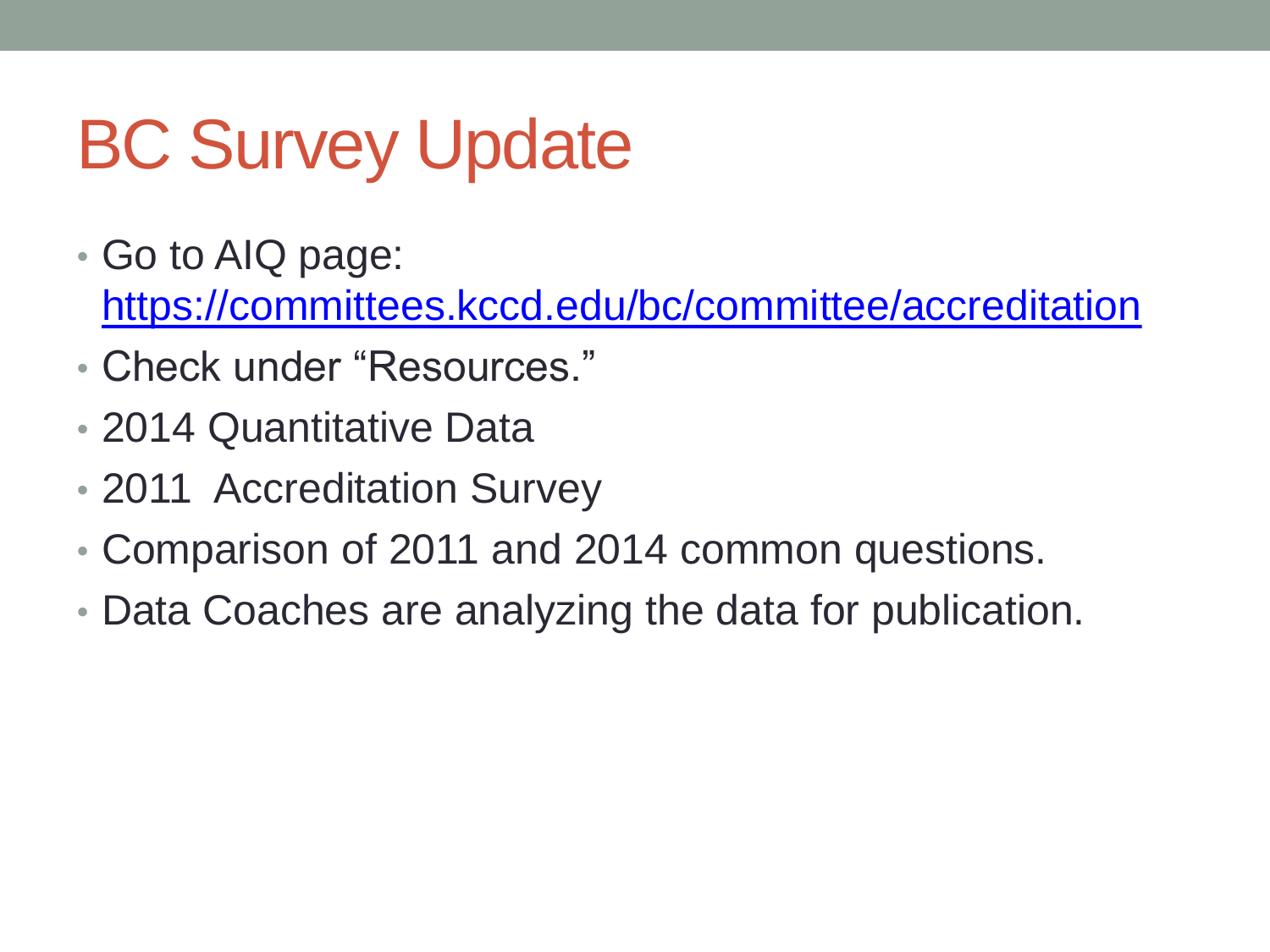# BC Survey Update

- Go to AIQ page: https://committees.kccd.edu/bc/committee/accreditation
- Check under “Resources.”
- 2014 Quantitative Data
- 2011 Accreditation Survey
- Comparison of 2011 and 2014 common questions.
- Data Coaches are analyzing the data for publication.